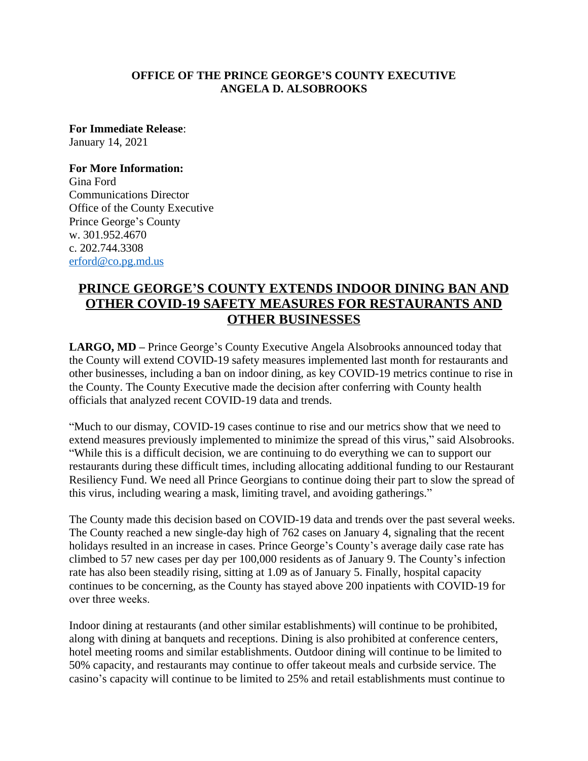**OFFICE OF THE PRINCE GEORGE'S COUNTY EXECUTIVE**
**ANGELA D. ALSOBROOKS**

**For Immediate Release**:
January 14, 2021

**For More Information:**
Gina Ford
Communications Director
Office of the County Executive
Prince George's County
w. 301.952.4670
c. 202.744.3308
erford@co.pg.md.us

# PRINCE GEORGE'S COUNTY EXTENDS INDOOR DINING BAN AND OTHER COVID-19 SAFETY MEASURES FOR RESTAURANTS AND OTHER BUSINESSES

**LARGO, MD –** Prince George's County Executive Angela Alsobrooks announced today that the County will extend COVID-19 safety measures implemented last month for restaurants and other businesses, including a ban on indoor dining, as key COVID-19 metrics continue to rise in the County. The County Executive made the decision after conferring with County health officials that analyzed recent COVID-19 data and trends.

"Much to our dismay, COVID-19 cases continue to rise and our metrics show that we need to extend measures previously implemented to minimize the spread of this virus," said Alsobrooks. "While this is a difficult decision, we are continuing to do everything we can to support our restaurants during these difficult times, including allocating additional funding to our Restaurant Resiliency Fund. We need all Prince Georgians to continue doing their part to slow the spread of this virus, including wearing a mask, limiting travel, and avoiding gatherings."

The County made this decision based on COVID-19 data and trends over the past several weeks. The County reached a new single-day high of 762 cases on January 4, signaling that the recent holidays resulted in an increase in cases. Prince George's County's average daily case rate has climbed to 57 new cases per day per 100,000 residents as of January 9. The County's infection rate has also been steadily rising, sitting at 1.09 as of January 5. Finally, hospital capacity continues to be concerning, as the County has stayed above 200 inpatients with COVID-19 for over three weeks.

Indoor dining at restaurants (and other similar establishments) will continue to be prohibited, along with dining at banquets and receptions. Dining is also prohibited at conference centers, hotel meeting rooms and similar establishments. Outdoor dining will continue to be limited to 50% capacity, and restaurants may continue to offer takeout meals and curbside service. The casino's capacity will continue to be limited to 25% and retail establishments must continue to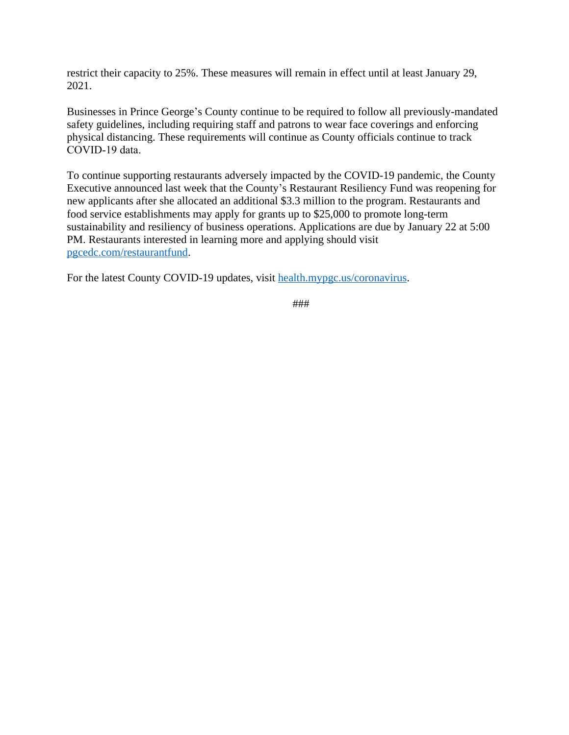restrict their capacity to 25%. These measures will remain in effect until at least January 29, 2021.

Businesses in Prince George's County continue to be required to follow all previously-mandated safety guidelines, including requiring staff and patrons to wear face coverings and enforcing physical distancing. These requirements will continue as County officials continue to track COVID-19 data.

To continue supporting restaurants adversely impacted by the COVID-19 pandemic, the County Executive announced last week that the County's Restaurant Resiliency Fund was reopening for new applicants after she allocated an additional $3.3 million to the program. Restaurants and food service establishments may apply for grants up to $25,000 to promote long-term sustainability and resiliency of business operations. Applications are due by January 22 at 5:00 PM. Restaurants interested in learning more and applying should visit [pgcedc.com/restaurantfund](pgcedc.com/restaurantfund).

For the latest County COVID-19 updates, visit [health.mypgc.us/coronavirus](health.mypgc.us/coronavirus).

###